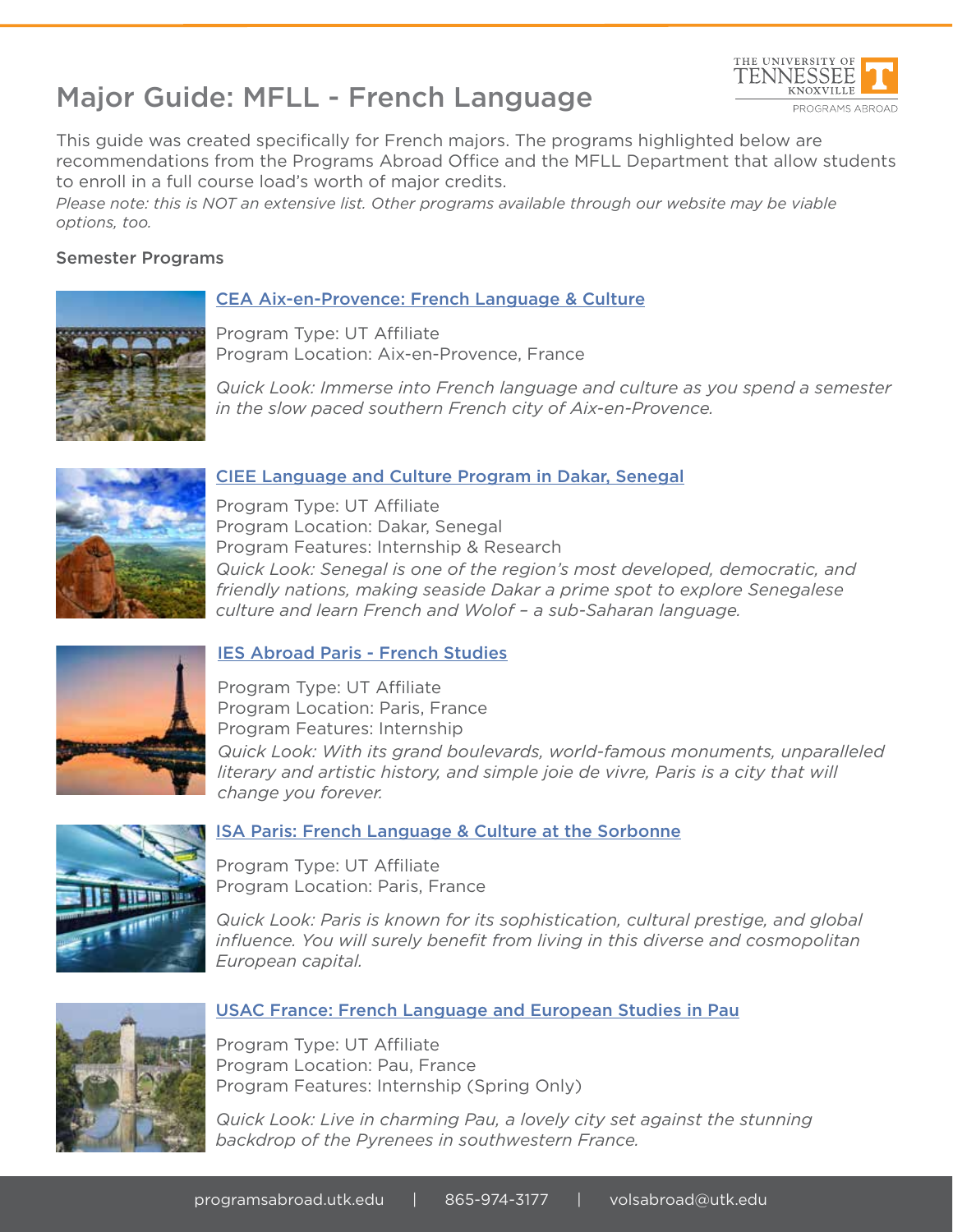# Major Guide: MFLL - French Language

This guide was created specifically for French majors. The programs highlighted below are recommendations from the Programs Abroad Office and the MFLL Department that allow students to enroll in a full course load's worth of major credits.

*Please note: this is NOT an extensive list. Other programs available through our website may be viable options, too.*

## Semester Programs

### CEA Aix-en-Provence: French Language & Culture

Program Type: UT Affiliate
Program Location: Aix-en-Provence, France

*Quick Look: Immerse into French language and culture as you spend a semester in the slow paced southern French city of Aix-en-Provence.*

### CIEE Language and Culture Program in Dakar, Senegal

Program Type: UT Affiliate
Program Location: Dakar, Senegal
Program Features: Internship & Research

*Quick Look: Senegal is one of the region's most developed, democratic, and friendly nations, making seaside Dakar a prime spot to explore Senegalese culture and learn French and Wolof – a sub-Saharan language.*

### IES Abroad Paris - French Studies

Program Type: UT Affiliate
Program Location: Paris, France
Program Features: Internship

*Quick Look: With its grand boulevards, world-famous monuments, unparalleled literary and artistic history, and simple joie de vivre, Paris is a city that will change you forever.*

### ISA Paris: French Language & Culture at the Sorbonne

Program Type: UT Affiliate
Program Location: Paris, France

*Quick Look: Paris is known for its sophistication, cultural prestige, and global influence. You will surely benefit from living in this diverse and cosmopolitan European capital.*

### USAC France: French Language and European Studies in Pau

Program Type: UT Affiliate
Program Location: Pau, France
Program Features: Internship (Spring Only)

*Quick Look: Live in charming Pau, a lovely city set against the stunning backdrop of the Pyrenees in southwestern France.*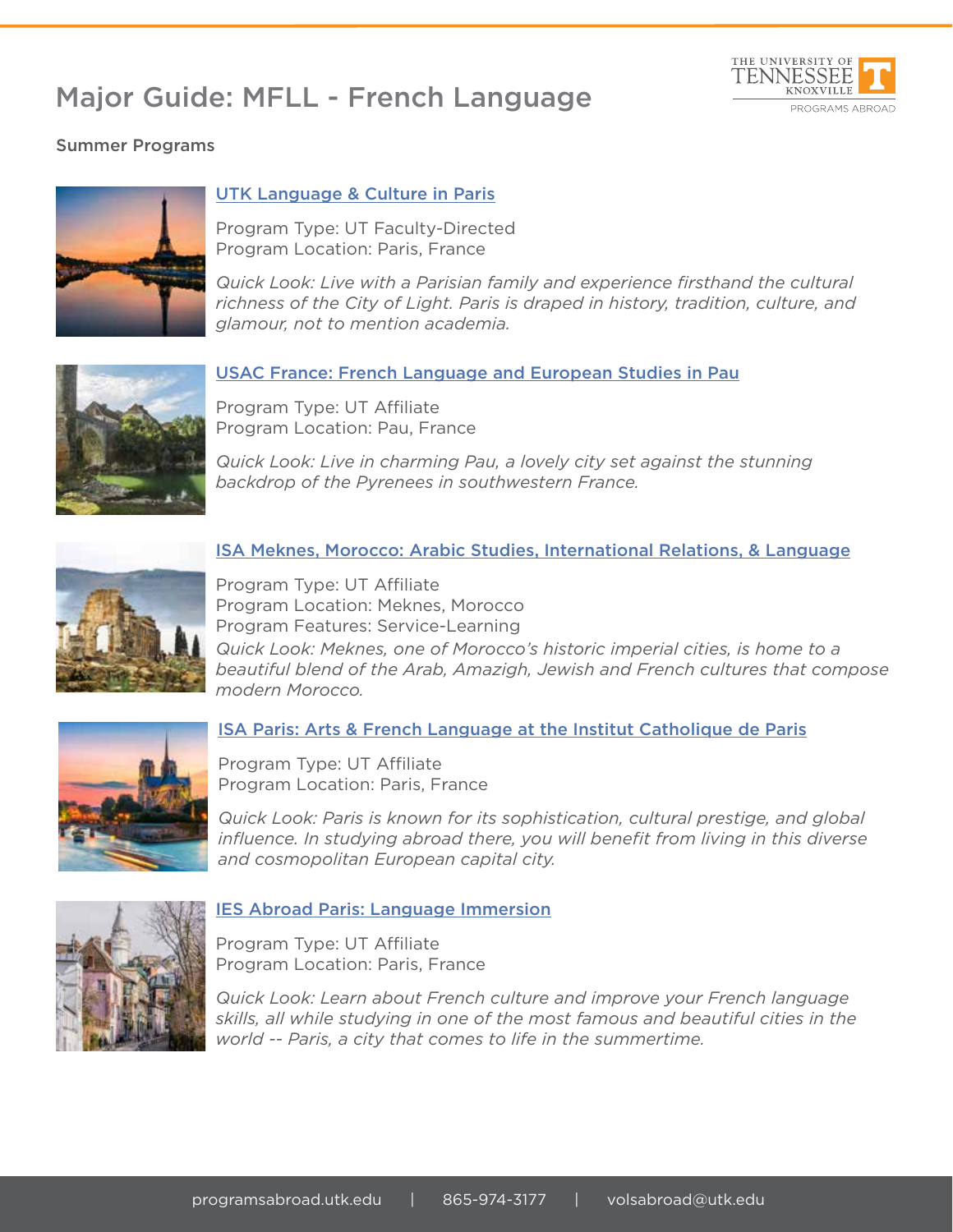# Major Guide: MFLL - French Language

THE UNIVERSITY OF TENNESSEE KNOXVILLE
PROGRAMS ABROAD

## Summer Programs

### UTK Language & Culture in Paris

Program Type: UT Faculty-Directed
Program Location: Paris, France

*Quick Look: Live with a Parisian family and experience firsthand the cultural richness of the City of Light. Paris is draped in history, tradition, culture, and glamour, not to mention academia.*

### USAC France: French Language and European Studies in Pau

Program Type: UT Affiliate
Program Location: Pau, France

*Quick Look: Live in charming Pau, a lovely city set against the stunning backdrop of the Pyrenees in southwestern France.*

### ISA Meknes, Morocco: Arabic Studies, International Relations, & Language

Program Type: UT Affiliate
Program Location: Meknes, Morocco
Program Features: Service-Learning

*Quick Look: Meknes, one of Morocco's historic imperial cities, is home to a beautiful blend of the Arab, Amazigh, Jewish and French cultures that compose modern Morocco.*

### ISA Paris: Arts & French Language at the Institut Catholique de Paris

Program Type: UT Affiliate
Program Location: Paris, France

*Quick Look: Paris is known for its sophistication, cultural prestige, and global influence. In studying abroad there, you will benefit from living in this diverse and cosmopolitan European capital city.*

### IES Abroad Paris: Language Immersion

Program Type: UT Affiliate
Program Location: Paris, France

*Quick Look: Learn about French culture and improve your French language skills, all while studying in one of the most famous and beautiful cities in the world -- Paris, a city that comes to life in the summertime.*

programsabroad.utk.edu | 865-974-3177 | volsabroad@utk.edu